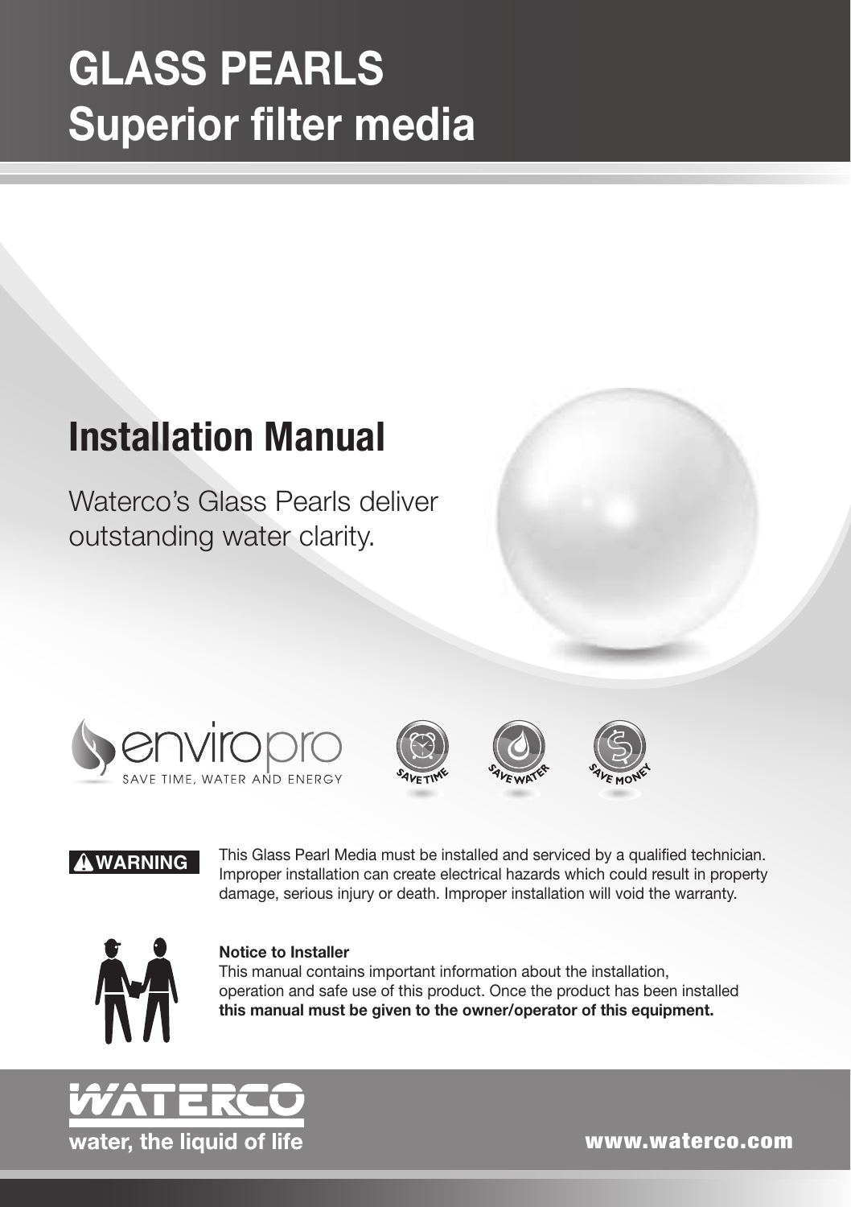# GLASS PEARLS
# Superior filter media

## Installation Manual

Waterco's Glass Pearls deliver outstanding water clarity.

enviropro
SAVE TIME, WATER AND ENERGY

SAVE TIME SAVE WATER SAVE MONEY

**WARNING** This Glass Pearl Media must be installed and serviced by a qualified technician. Improper installation can create electrical hazards which could result in property damage, serious injury or death. Improper installation will void the warranty.

**Notice to Installer**
This manual contains important information about the installation, operation and safe use of this product. Once the product has been installed **this manual must be given to the owner/operator of this equipment.**

WATERCO
water, the liquid of life

www.waterco.com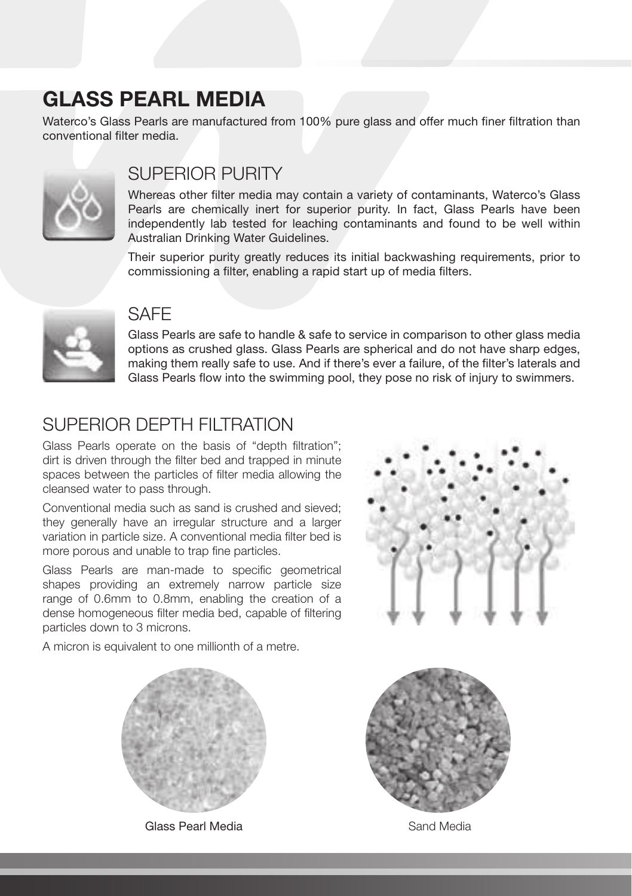# GLASS PEARL MEDIA

Waterco's Glass Pearls are manufactured from 100% pure glass and offer much finer filtration than conventional filter media.

## SUPERIOR PURITY

Whereas other filter media may contain a variety of contaminants, Waterco's Glass Pearls are chemically inert for superior purity. In fact, Glass Pearls have been independently lab tested for leaching contaminants and found to be well within Australian Drinking Water Guidelines.

Their superior purity greatly reduces its initial backwashing requirements, prior to commissioning a filter, enabling a rapid start up of media filters.

## SAFE

Glass Pearls are safe to handle & safe to service in comparison to other glass media options as crushed glass. Glass Pearls are spherical and do not have sharp edges, making them really safe to use. And if there's ever a failure, of the filter's laterals and Glass Pearls flow into the swimming pool, they pose no risk of injury to swimmers.

## SUPERIOR DEPTH FILTRATION

Glass Pearls operate on the basis of "depth filtration"; dirt is driven through the filter bed and trapped in minute spaces between the particles of filter media allowing the cleansed water to pass through.

Conventional media such as sand is crushed and sieved; they generally have an irregular structure and a larger variation in particle size. A conventional media filter bed is more porous and unable to trap fine particles.

Glass Pearls are man-made to specific geometrical shapes providing an extremely narrow particle size range of 0.6mm to 0.8mm, enabling the creation of a dense homogeneous filter media bed, capable of filtering particles down to 3 microns.

A micron is equivalent to one millionth of a metre.

Glass Pearl Media

Sand Media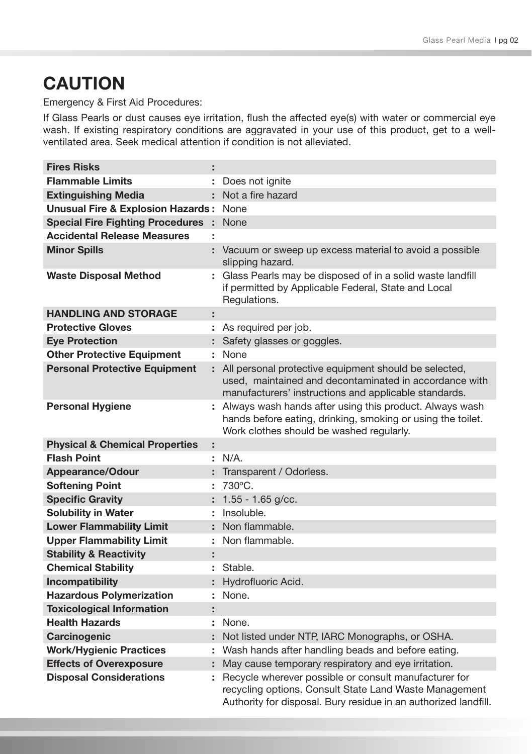# CAUTION

Emergency & First Aid Procedures:

If Glass Pearls or dust causes eye irritation, flush the affected eye(s) with water or commercial eye wash. If existing respiratory conditions are aggravated in your use of this product, get to a well-ventilated area. Seek medical attention if condition is not alleviated.

| | | |
|---|---|---|
| **Fires Risks** | : | |
| **Flammable Limits** | : | Does not ignite |
| **Extinguishing Media** | : | Not a fire hazard |
| **Unusual Fire & Explosion Hazards** | : | None |
| **Special Fire Fighting Procedures** | : | None |
| **Accidental Release Measures** | : | |
| **Minor Spills** | : | Vacuum or sweep up excess material to avoid a possible slipping hazard. |
| **Waste Disposal Method** | : | Glass Pearls may be disposed of in a solid waste landfill if permitted by Applicable Federal, State and Local Regulations. |
| **HANDLING AND STORAGE** | : | |
| **Protective Gloves** | : | As required per job. |
| **Eye Protection** | : | Safety glasses or goggles. |
| **Other Protective Equipment** | : | None |
| **Personal Protective Equipment** | : | All personal protective equipment should be selected, used, maintained and decontaminated in accordance with manufacturers' instructions and applicable standards. |
| **Personal Hygiene** | : | Always wash hands after using this product. Always wash hands before eating, drinking, smoking or using the toilet. Work clothes should be washed regularly. |
| **Physical & Chemical Properties** | : | |
| **Flash Point** | : | N/A. |
| **Appearance/Odour** | : | Transparent / Odorless. |
| **Softening Point** | : | 730ºC. |
| **Specific Gravity** | : | 1.55 - 1.65 g/cc. |
| **Solubility in Water** | : | Insoluble. |
| **Lower Flammability Limit** | : | Non flammable. |
| **Upper Flammability Limit** | : | Non flammable. |
| **Stability & Reactivity** | : | |
| **Chemical Stability** | : | Stable. |
| **Incompatibility** | : | Hydrofluoric Acid. |
| **Hazardous Polymerization** | : | None. |
| **Toxicological Information** | : | |
| **Health Hazards** | : | None. |
| **Carcinogenic** | : | Not listed under NTP, IARC Monographs, or OSHA. |
| **Work/Hygienic Practices** | : | Wash hands after handling beads and before eating. |
| **Effects of Overexposure** | : | May cause temporary respiratory and eye irritation. |
| **Disposal Considerations** | : | Recycle wherever possible or consult manufacturer for recycling options. Consult State Land Waste Management Authority for disposal. Bury residue in an authorized landfill. |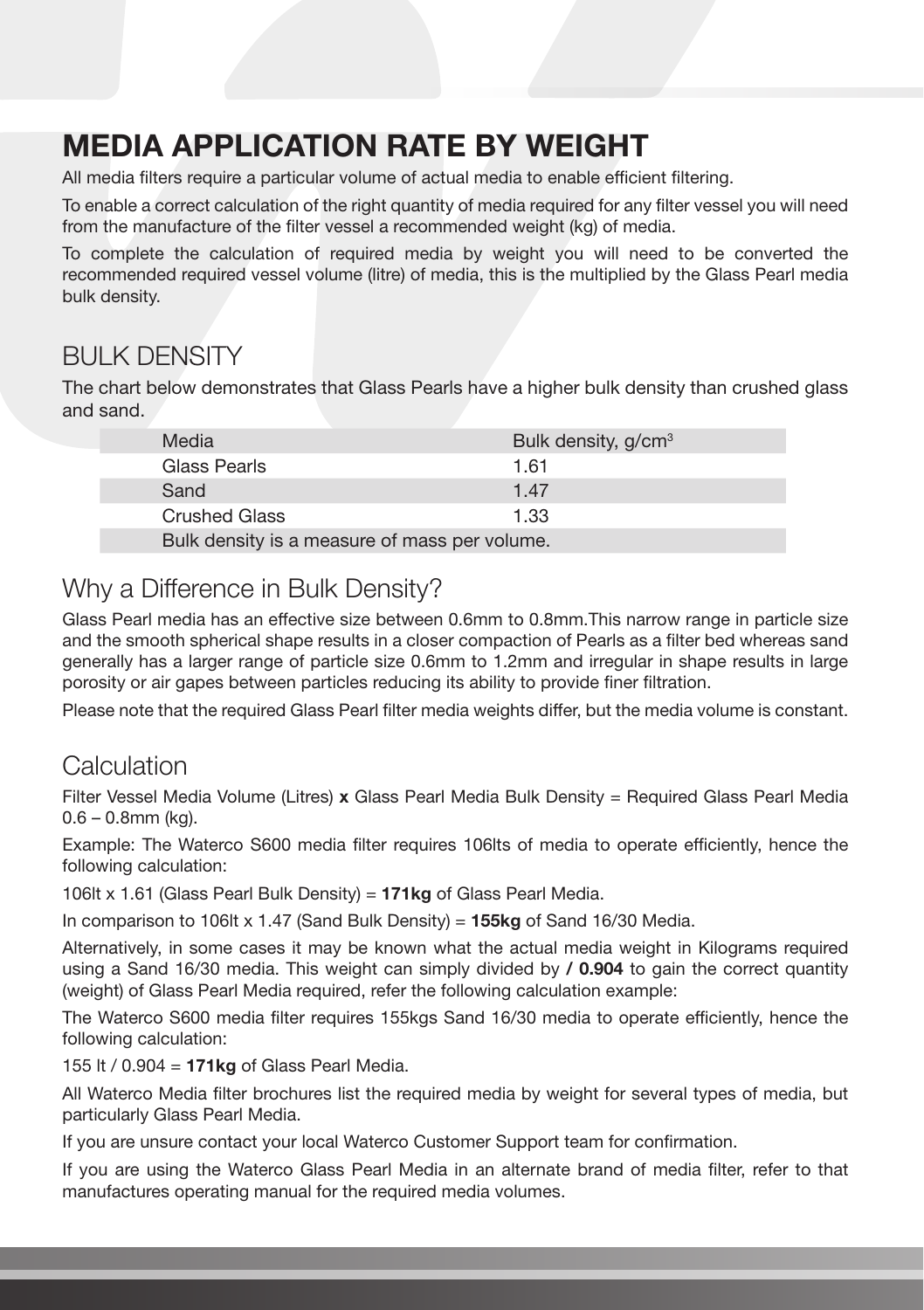# MEDIA APPLICATION RATE BY WEIGHT

All media filters require a particular volume of actual media to enable efficient filtering.

To enable a correct calculation of the right quantity of media required for any filter vessel you will need from the manufacture of the filter vessel a recommended weight (kg) of media.

To complete the calculation of required media by weight you will need to be converted the recommended required vessel volume (litre) of media, this is the multiplied by the Glass Pearl media bulk density.

## BULK DENSITY

The chart below demonstrates that Glass Pearls have a higher bulk density than crushed glass and sand.

| Media | Bulk density, g/cm$^3$ |
|---|---|
| Glass Pearls | 1.61 |
| Sand | 1.47 |
| Crushed Glass | 1.33 |
| Bulk density is a measure of mass per volume. | |

## Why a Difference in Bulk Density?

Glass Pearl media has an effective size between 0.6mm to 0.8mm.This narrow range in particle size and the smooth spherical shape results in a closer compaction of Pearls as a filter bed whereas sand generally has a larger range of particle size 0.6mm to 1.2mm and irregular in shape results in large porosity or air gapes between particles reducing its ability to provide finer filtration.

Please note that the required Glass Pearl filter media weights differ, but the media volume is constant.

## Calculation

Filter Vessel Media Volume (Litres) **x** Glass Pearl Media Bulk Density = Required Glass Pearl Media 0.6 – 0.8mm (kg).

Example: The Waterco S600 media filter requires 106lts of media to operate efficiently, hence the following calculation:

106lt x 1.61 (Glass Pearl Bulk Density) = **171kg** of Glass Pearl Media.

In comparison to 106lt x 1.47 (Sand Bulk Density) = **155kg** of Sand 16/30 Media.

Alternatively, in some cases it may be known what the actual media weight in Kilograms required using a Sand 16/30 media. This weight can simply divided by **/ 0.904** to gain the correct quantity (weight) of Glass Pearl Media required, refer the following calculation example:

The Waterco S600 media filter requires 155kgs Sand 16/30 media to operate efficiently, hence the following calculation:

155 lt / 0.904 = **171kg** of Glass Pearl Media.

All Waterco Media filter brochures list the required media by weight for several types of media, but particularly Glass Pearl Media.

If you are unsure contact your local Waterco Customer Support team for confirmation.

If you are using the Waterco Glass Pearl Media in an alternate brand of media filter, refer to that manufactures operating manual for the required media volumes.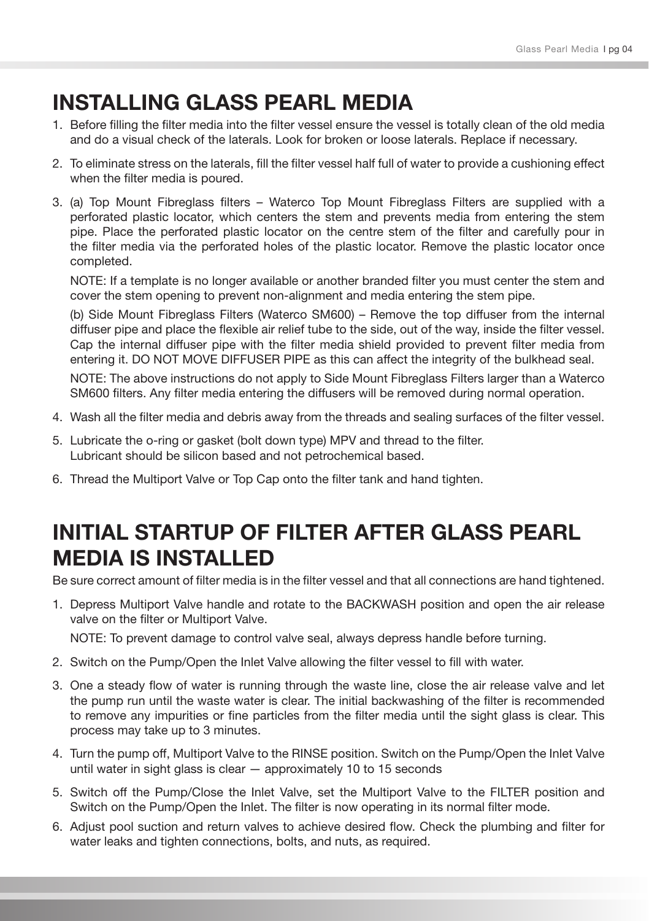# INSTALLING GLASS PEARL MEDIA

1. Before filling the filter media into the filter vessel ensure the vessel is totally clean of the old media and do a visual check of the laterals. Look for broken or loose laterals. Replace if necessary.
2. To eliminate stress on the laterals, fill the filter vessel half full of water to provide a cushioning effect when the filter media is poured.
3. (a) Top Mount Fibreglass filters – Waterco Top Mount Fibreglass Filters are supplied with a perforated plastic locator, which centers the stem and prevents media from entering the stem pipe. Place the perforated plastic locator on the centre stem of the filter and carefully pour in the filter media via the perforated holes of the plastic locator. Remove the plastic locator once completed.

   NOTE: If a template is no longer available or another branded filter you must center the stem and cover the stem opening to prevent non-alignment and media entering the stem pipe.

   (b) Side Mount Fibreglass Filters (Waterco SM600) – Remove the top diffuser from the internal diffuser pipe and place the flexible air relief tube to the side, out of the way, inside the filter vessel. Cap the internal diffuser pipe with the filter media shield provided to prevent filter media from entering it. DO NOT MOVE DIFFUSER PIPE as this can affect the integrity of the bulkhead seal.

   NOTE: The above instructions do not apply to Side Mount Fibreglass Filters larger than a Waterco SM600 filters. Any filter media entering the diffusers will be removed during normal operation.
4. Wash all the filter media and debris away from the threads and sealing surfaces of the filter vessel.
5. Lubricate the o-ring or gasket (bolt down type) MPV and thread to the filter.
   Lubricant should be silicon based and not petrochemical based.
6. Thread the Multiport Valve or Top Cap onto the filter tank and hand tighten.

# INITIAL STARTUP OF FILTER AFTER GLASS PEARL MEDIA IS INSTALLED

Be sure correct amount of filter media is in the filter vessel and that all connections are hand tightened.

1. Depress Multiport Valve handle and rotate to the BACKWASH position and open the air release valve on the filter or Multiport Valve.

   NOTE: To prevent damage to control valve seal, always depress handle before turning.
2. Switch on the Pump/Open the Inlet Valve allowing the filter vessel to fill with water.
3. One a steady flow of water is running through the waste line, close the air release valve and let the pump run until the waste water is clear. The initial backwashing of the filter is recommended to remove any impurities or fine particles from the filter media until the sight glass is clear. This process may take up to 3 minutes.
4. Turn the pump off, Multiport Valve to the RINSE position. Switch on the Pump/Open the Inlet Valve until water in sight glass is clear — approximately 10 to 15 seconds
5. Switch off the Pump/Close the Inlet Valve, set the Multiport Valve to the FILTER position and Switch on the Pump/Open the Inlet. The filter is now operating in its normal filter mode.
6. Adjust pool suction and return valves to achieve desired flow. Check the plumbing and filter for water leaks and tighten connections, bolts, and nuts, as required.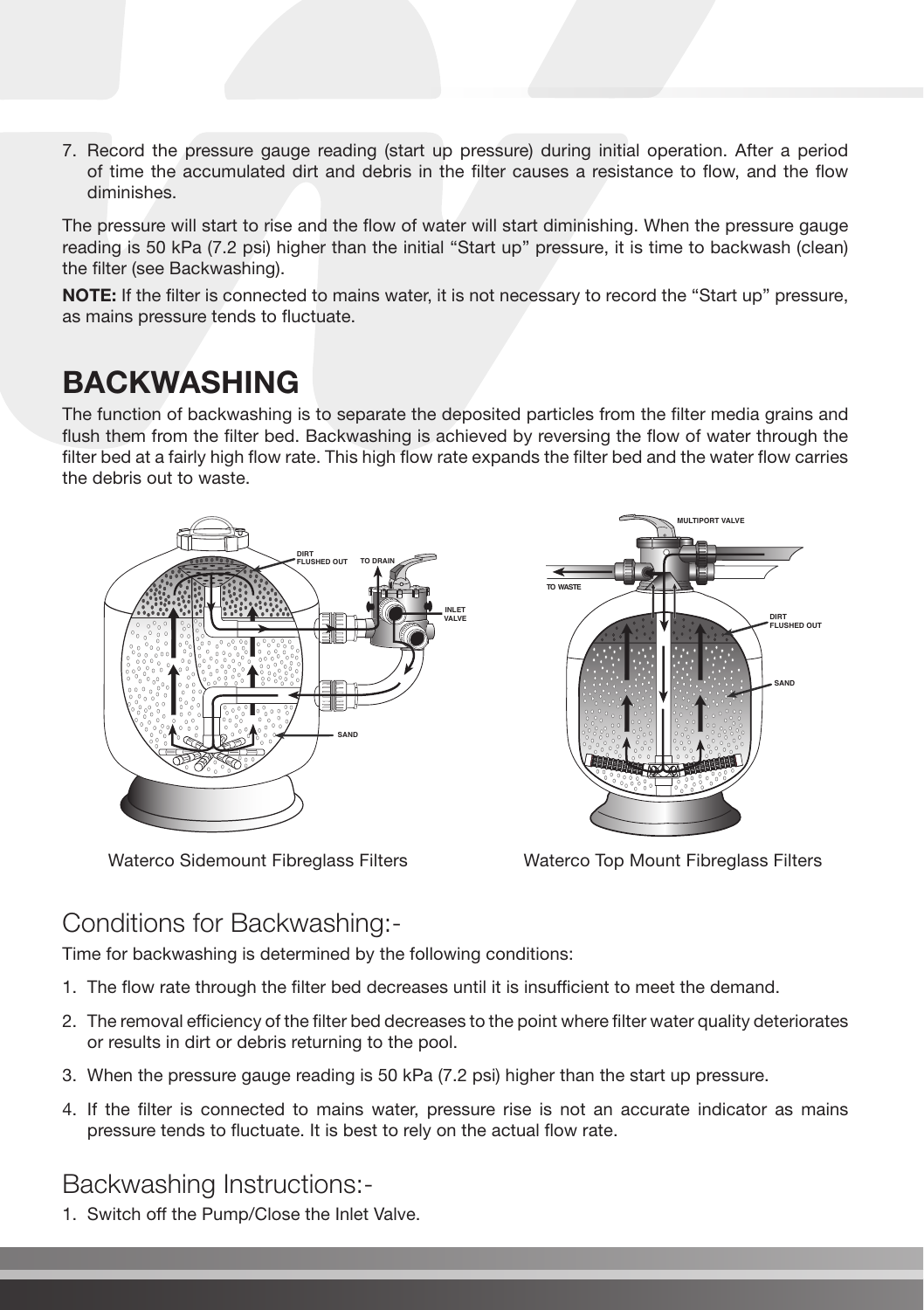7. Record the pressure gauge reading (start up pressure) during initial operation. After a period of time the accumulated dirt and debris in the filter causes a resistance to flow, and the flow diminishes.

The pressure will start to rise and the flow of water will start diminishing. When the pressure gauge reading is 50 kPa (7.2 psi) higher than the initial "Start up" pressure, it is time to backwash (clean) the filter (see Backwashing).

**NOTE:** If the filter is connected to mains water, it is not necessary to record the "Start up" pressure, as mains pressure tends to fluctuate.

# BACKWASHING

The function of backwashing is to separate the deposited particles from the filter media grains and flush them from the filter bed. Backwashing is achieved by reversing the flow of water through the filter bed at a fairly high flow rate. This high flow rate expands the filter bed and the water flow carries the debris out to waste.

DIRT FLUSHED OUT TO DRAIN INLET VALVE SAND

Waterco Sidemount Fibreglass Filters

MULTIPORT VALVE TO WASTE DIRT FLUSHED OUT SAND

Waterco Top Mount Fibreglass Filters

## Conditions for Backwashing:-

Time for backwashing is determined by the following conditions:

1. The flow rate through the filter bed decreases until it is insufficient to meet the demand.
2. The removal efficiency of the filter bed decreases to the point where filter water quality deteriorates or results in dirt or debris returning to the pool.
3. When the pressure gauge reading is 50 kPa (7.2 psi) higher than the start up pressure.
4. If the filter is connected to mains water, pressure rise is not an accurate indicator as mains pressure tends to fluctuate. It is best to rely on the actual flow rate.

## Backwashing Instructions:-

1. Switch off the Pump/Close the Inlet Valve.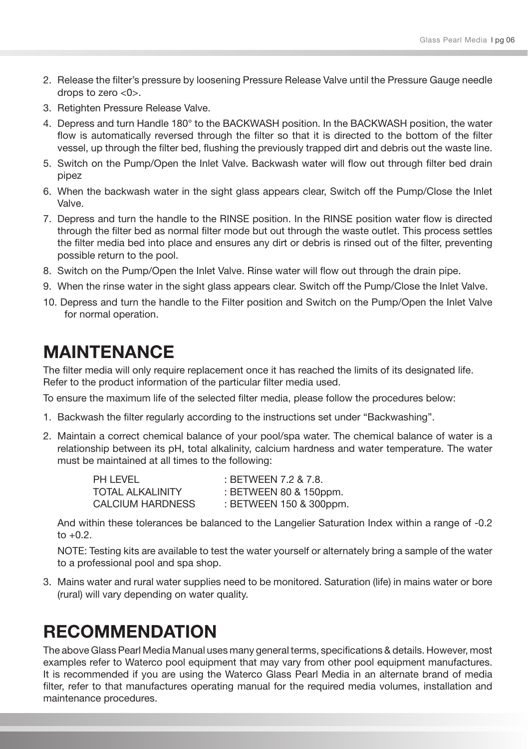2. Release the filter's pressure by loosening Pressure Release Valve until the Pressure Gauge needle drops to zero <0>.
3. Retighten Pressure Release Valve.
4. Depress and turn Handle 180° to the BACKWASH position. In the BACKWASH position, the water flow is automatically reversed through the filter so that it is directed to the bottom of the filter vessel, up through the filter bed, flushing the previously trapped dirt and debris out the waste line.
5. Switch on the Pump/Open the Inlet Valve. Backwash water will flow out through filter bed drain pipez
6. When the backwash water in the sight glass appears clear, Switch off the Pump/Close the Inlet Valve.
7. Depress and turn the handle to the RINSE position. In the RINSE position water flow is directed through the filter bed as normal filter mode but out through the waste outlet. This process settles the filter media bed into place and ensures any dirt or debris is rinsed out of the filter, preventing possible return to the pool.
8. Switch on the Pump/Open the Inlet Valve. Rinse water will flow out through the drain pipe.
9. When the rinse water in the sight glass appears clear. Switch off the Pump/Close the Inlet Valve.
10. Depress and turn the handle to the Filter position and Switch on the Pump/Open the Inlet Valve for normal operation.

# MAINTENANCE

The filter media will only require replacement once it has reached the limits of its designated life. Refer to the product information of the particular filter media used.

To ensure the maximum life of the selected filter media, please follow the procedures below:

1. Backwash the filter regularly according to the instructions set under "Backwashing".
2. Maintain a correct chemical balance of your pool/spa water. The chemical balance of water is a relationship between its pH, total alkalinity, calcium hardness and water temperature. The water must be maintained at all times to the following:

   PH LEVEL : BETWEEN 7.2 & 7.8.
   TOTAL ALKALINITY : BETWEEN 80 & 150ppm.
   CALCIUM HARDNESS : BETWEEN 150 & 300ppm.

   And within these tolerances be balanced to the Langelier Saturation Index within a range of -0.2 to +0.2.

   NOTE: Testing kits are available to test the water yourself or alternately bring a sample of the water to a professional pool and spa shop.

3. Mains water and rural water supplies need to be monitored. Saturation (life) in mains water or bore (rural) will vary depending on water quality.

# RECOMMENDATION

The above Glass Pearl Media Manual uses many general terms, specifications & details. However, most examples refer to Waterco pool equipment that may vary from other pool equipment manufactures. It is recommended if you are using the Waterco Glass Pearl Media in an alternate brand of media filter, refer to that manufactures operating manual for the required media volumes, installation and maintenance procedures.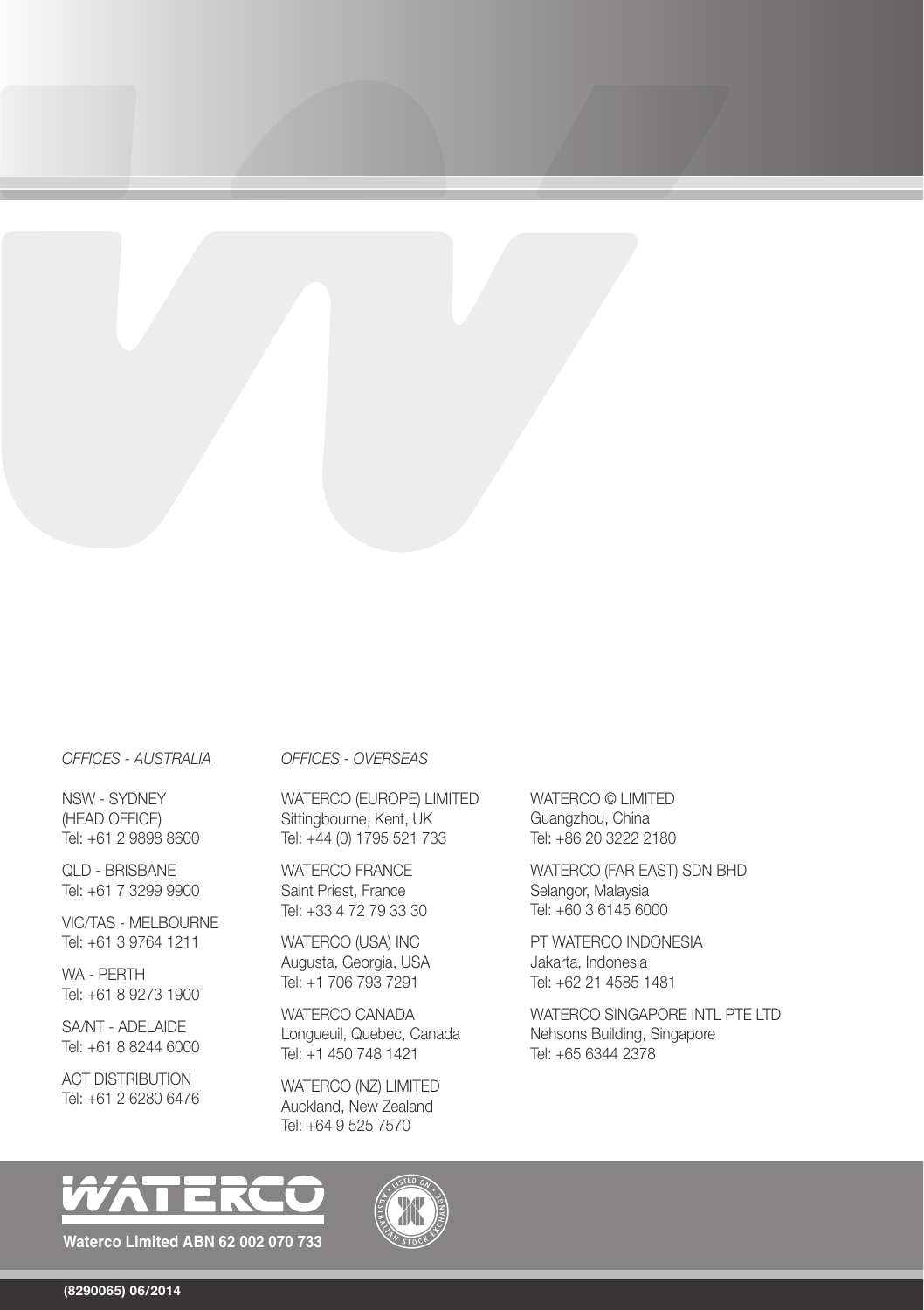*OFFICES - AUSTRALIA*

NSW - SYDNEY
(HEAD OFFICE)
Tel: +61 2 9898 8600

QLD - BRISBANE
Tel: +61 7 3299 9900

VIC/TAS - MELBOURNE
Tel: +61 3 9764 1211

WA - PERTH
Tel: +61 8 9273 1900

SA/NT - ADELAIDE
Tel: +61 8 8244 6000

ACT DISTRIBUTION
Tel: +61 2 6280 6476

*OFFICES - OVERSEAS*

WATERCO (EUROPE) LIMITED
Sittingbourne, Kent, UK
Tel: +44 (0) 1795 521 733

WATERCO FRANCE
Saint Priest, France
Tel: +33 4 72 79 33 30

WATERCO (USA) INC
Augusta, Georgia, USA
Tel: +1 706 793 7291

WATERCO CANADA
Longueuil, Quebec, Canada
Tel: +1 450 748 1421

WATERCO (NZ) LIMITED
Auckland, New Zealand
Tel: +64 9 525 7570

WATERCO © LIMITED
Guangzhou, China
Tel: +86 20 3222 2180

WATERCO (FAR EAST) SDN BHD
Selangor, Malaysia
Tel: +60 3 6145 6000

PT WATERCO INDONESIA
Jakarta, Indonesia
Tel: +62 21 4585 1481

WATERCO SINGAPORE INTL PTE LTD
Nehsons Building, Singapore
Tel: +65 6344 2378

WATERCO

**Waterco Limited ABN 62 002 070 733**

LISTED ON AUSTRALIAN STOCK EXCHANGE

**(8290065) 06/2014**